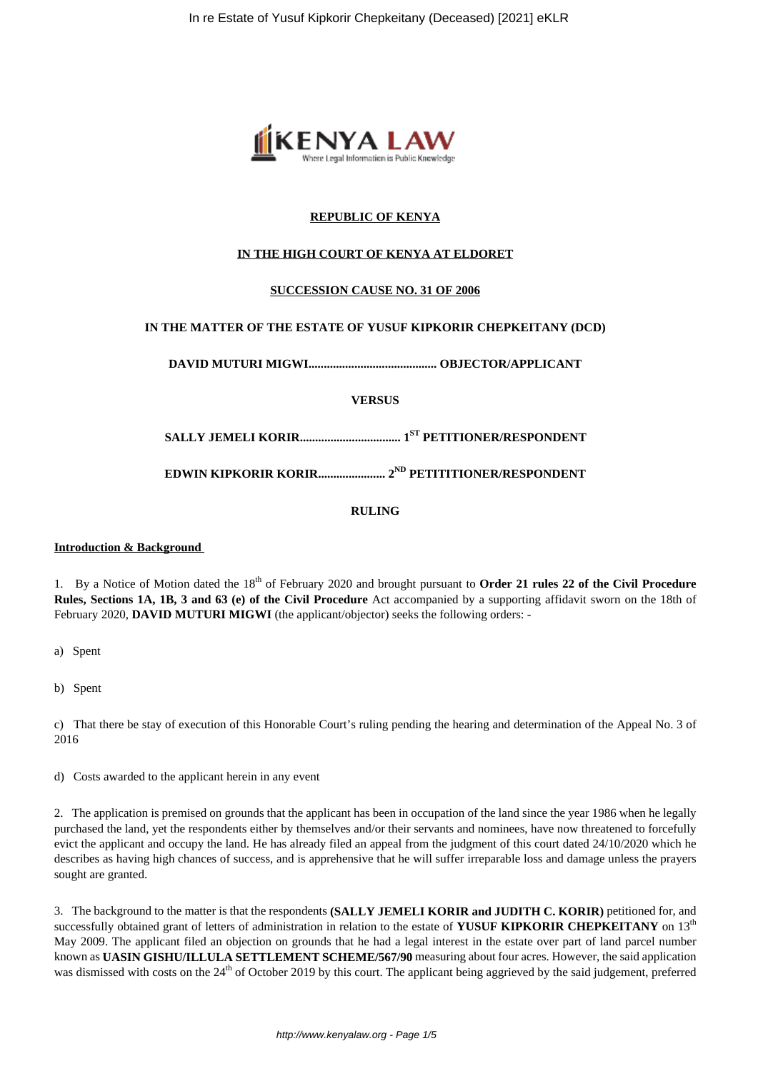**REPUBLIC OF KENYA**

**IN THE HIGH COURT OF KENYA AT ELDORET**

**SUCCESSION CAUSE NO. 31 OF 2006**

**IN THE MATTER OF THE ESTATE OF YUSUF KIPKORIR CHEPKEITANY (DCD)**

**DAVID MUTURI MIGWI.......................................... OBJECTOR/APPLICANT**

**VERSUS**

**SALLY JEMELI KORIR................................. 1ST PETITIONER/RESPONDENT**

**EDWIN KIPKORIR KORIR...................... 2ND PETITITIONER/RESPONDENT**

**RULING**

**Introduction & Background**

1. By a Notice of Motion dated the 18th of February 2020 and brought pursuant to **Order 21 rules 22 of the Civil Procedure Rules, Sections 1A, 1B, 3 and 63 (e) of the Civil Procedure** Act accompanied by a supporting affidavit sworn on the 18th of February 2020, **DAVID MUTURI MIGWI** (the applicant/objector) seeks the following orders: -

a) Spent

b) Spent

c) That there be stay of execution of this Honorable Court's ruling pending the hearing and determination of the Appeal No. 3 of 2016

d) Costs awarded to the applicant herein in any event

2. The application is premised on grounds that the applicant has been in occupation of the land since the year 1986 when he legally purchased the land, yet the respondents either by themselves and/or their servants and nominees, have now threatened to forcefully evict the applicant and occupy the land. He has already filed an appeal from the judgment of this court dated 24/10/2020 which he describes as having high chances of success, and is apprehensive that he will suffer irreparable loss and damage unless the prayers sought are granted.

3. The background to the matter is that the respondents **(SALLY JEMELI KORIR and JUDITH C. KORIR)** petitioned for, and successfully obtained grant of letters of administration in relation to the estate of **YUSUF KIPKORIR CHEPKEITANY** on 13th May 2009. The applicant filed an objection on grounds that he had a legal interest in the estate over part of land parcel number known as **UASIN GISHU/ILLULA SETTLEMENT SCHEME/567/90** measuring about four acres. However, the said application was dismissed with costs on the 24th of October 2019 by this court. The applicant being aggrieved by the said judgement, preferred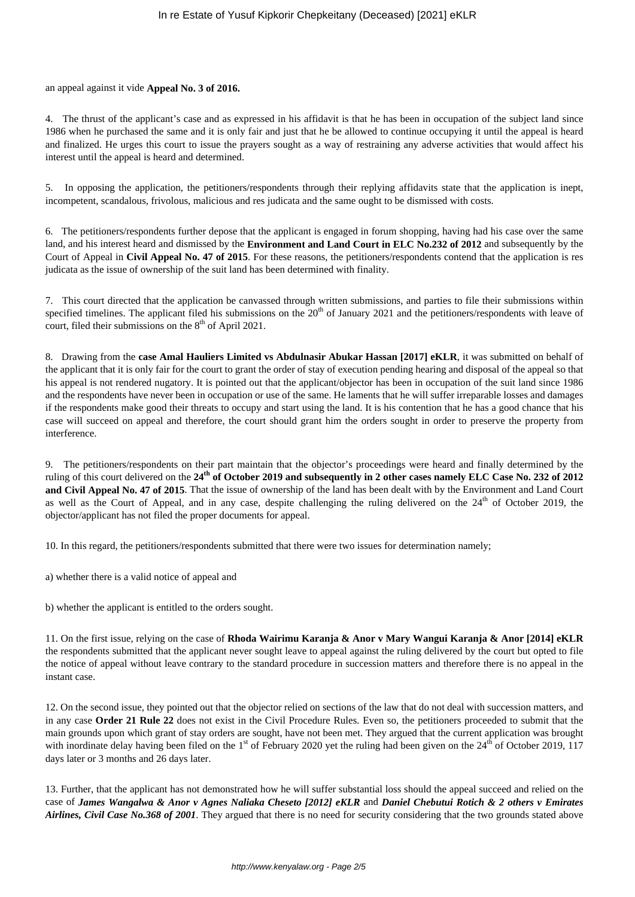an appeal against it vide **Appeal No. 3 of 2016.**

4. The thrust of the applicant's case and as expressed in his affidavit is that he has been in occupation of the subject land since 1986 when he purchased the same and it is only fair and just that he be allowed to continue occupying it until the appeal is heard and finalized. He urges this court to issue the prayers sought as a way of restraining any adverse activities that would affect his interest until the appeal is heard and determined.

5. In opposing the application, the petitioners/respondents through their replying affidavits state that the application is inept, incompetent, scandalous, frivolous, malicious and res judicata and the same ought to be dismissed with costs.

6. The petitioners/respondents further depose that the applicant is engaged in forum shopping, having had his case over the same land, and his interest heard and dismissed by the **Environment and Land Court in ELC No.232 of 2012** and subsequently by the Court of Appeal in **Civil Appeal No. 47 of 2015**. For these reasons, the petitioners/respondents contend that the application is res judicata as the issue of ownership of the suit land has been determined with finality.

7. This court directed that the application be canvassed through written submissions, and parties to file their submissions within specified timelines. The applicant filed his submissions on the 20th of January 2021 and the petitioners/respondents with leave of court, filed their submissions on the 8th of April 2021.

8. Drawing from the **case Amal Hauliers Limited vs Abdulnasir Abukar Hassan [2017] eKLR**, it was submitted on behalf of the applicant that it is only fair for the court to grant the order of stay of execution pending hearing and disposal of the appeal so that his appeal is not rendered nugatory. It is pointed out that the applicant/objector has been in occupation of the suit land since 1986 and the respondents have never been in occupation or use of the same. He laments that he will suffer irreparable losses and damages if the respondents make good their threats to occupy and start using the land. It is his contention that he has a good chance that his case will succeed on appeal and therefore, the court should grant him the orders sought in order to preserve the property from interference.

9. The petitioners/respondents on their part maintain that the objector's proceedings were heard and finally determined by the ruling of this court delivered on the **24th of October 2019 and subsequently in 2 other cases namely ELC Case No. 232 of 2012 and Civil Appeal No. 47 of 2015**. That the issue of ownership of the land has been dealt with by the Environment and Land Court as well as the Court of Appeal, and in any case, despite challenging the ruling delivered on the 24th of October 2019, the objector/applicant has not filed the proper documents for appeal.

10. In this regard, the petitioners/respondents submitted that there were two issues for determination namely;

a) whether there is a valid notice of appeal and

b) whether the applicant is entitled to the orders sought.

11. On the first issue, relying on the case of **Rhoda Wairimu Karanja & Anor v Mary Wangui Karanja & Anor [2014] eKLR** the respondents submitted that the applicant never sought leave to appeal against the ruling delivered by the court but opted to file the notice of appeal without leave contrary to the standard procedure in succession matters and therefore there is no appeal in the instant case.

12. On the second issue, they pointed out that the objector relied on sections of the law that do not deal with succession matters, and in any case **Order 21 Rule 22** does not exist in the Civil Procedure Rules. Even so, the petitioners proceeded to submit that the main grounds upon which grant of stay orders are sought, have not been met. They argued that the current application was brought with inordinate delay having been filed on the 1st of February 2020 yet the ruling had been given on the 24th of October 2019, 117 days later or 3 months and 26 days later.

13. Further, that the applicant has not demonstrated how he will suffer substantial loss should the appeal succeed and relied on the case of ***James Wangalwa & Anor v Agnes Naliaka Cheseto [2012] eKLR*** and ***Daniel Chebutui Rotich & 2 others v Emirates Airlines, Civil Case No.368 of 2001***. They argued that there is no need for security considering that the two grounds stated above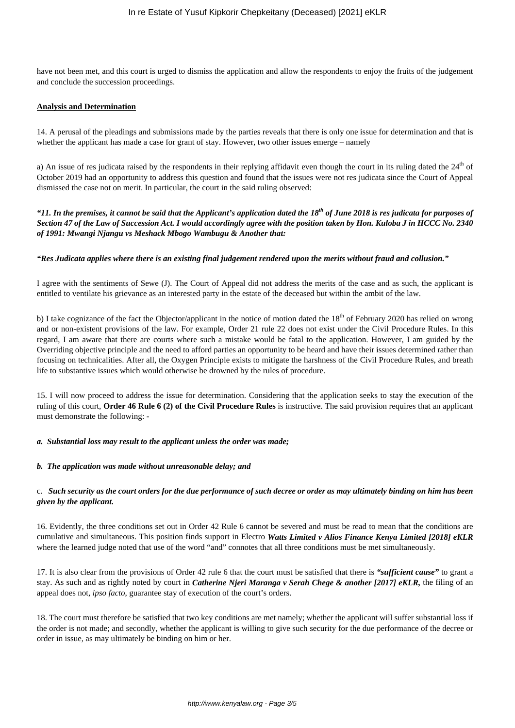have not been met, and this court is urged to dismiss the application and allow the respondents to enjoy the fruits of the judgement and conclude the succession proceedings.

**Analysis and Determination**

14. A perusal of the pleadings and submissions made by the parties reveals that there is only one issue for determination and that is whether the applicant has made a case for grant of stay. However, two other issues emerge – namely

a) An issue of res judicata raised by the respondents in their replying affidavit even though the court in its ruling dated the 24th of October 2019 had an opportunity to address this question and found that the issues were not res judicata since the Court of Appeal dismissed the case not on merit. In particular, the court in the said ruling observed:

***"11. In the premises, it cannot be said that the Applicant's application dated the 18th of June 2018 is res judicata for purposes of Section 47 of the Law of Succession Act. I would accordingly agree with the position taken by Hon. Kuloba J in HCCC No. 2340 of 1991: Mwangi Njangu vs Meshack Mbogo Wambugu & Another that:***

***"Res Judicata applies where there is an existing final judgement rendered upon the merits without fraud and collusion."***

I agree with the sentiments of Sewe (J). The Court of Appeal did not address the merits of the case and as such, the applicant is entitled to ventilate his grievance as an interested party in the estate of the deceased but within the ambit of the law.

b) I take cognizance of the fact the Objector/applicant in the notice of motion dated the 18th of February 2020 has relied on wrong and or non-existent provisions of the law. For example, Order 21 rule 22 does not exist under the Civil Procedure Rules. In this regard, I am aware that there are courts where such a mistake would be fatal to the application. However, I am guided by the Overriding objective principle and the need to afford parties an opportunity to be heard and have their issues determined rather than focusing on technicalities. After all, the Oxygen Principle exists to mitigate the harshness of the Civil Procedure Rules, and breath life to substantive issues which would otherwise be drowned by the rules of procedure.

15. I will now proceed to address the issue for determination. Considering that the application seeks to stay the execution of the ruling of this court, **Order 46 Rule 6 (2) of the Civil Procedure Rules** is instructive. The said provision requires that an applicant must demonstrate the following: -

***a. Substantial loss may result to the applicant unless the order was made;***

***b. The application was made without unreasonable delay; and***

c. ***Such security as the court orders for the due performance of such decree or order as may ultimately binding on him has been given by the applicant.***

16. Evidently, the three conditions set out in Order 42 Rule 6 cannot be severed and must be read to mean that the conditions are cumulative and simultaneous. This position finds support in Electro ***Watts Limited v Alios Finance Kenya Limited [2018] eKLR*** where the learned judge noted that use of the word "and" connotes that all three conditions must be met simultaneously.

17. It is also clear from the provisions of Order 42 rule 6 that the court must be satisfied that there is ***"sufficient cause"*** to grant a stay. As such and as rightly noted by court in ***Catherine Njeri Maranga v Serah Chege & another [2017] eKLR,*** the filing of an appeal does not, *ipso facto*, guarantee stay of execution of the court's orders.

18. The court must therefore be satisfied that two key conditions are met namely; whether the applicant will suffer substantial loss if the order is not made; and secondly, whether the applicant is willing to give such security for the due performance of the decree or order in issue, as may ultimately be binding on him or her.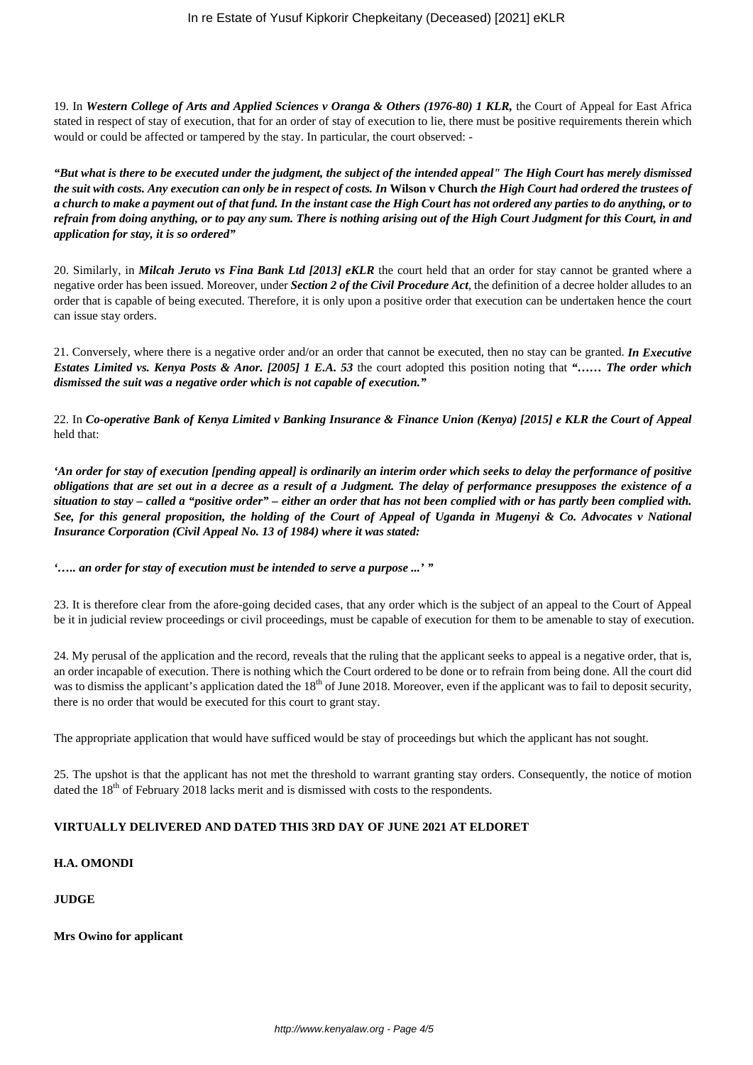19. In ***Western College of Arts and Applied Sciences v Oranga & Others (1976-80) 1 KLR,*** the Court of Appeal for East Africa stated in respect of stay of execution, that for an order of stay of execution to lie, there must be positive requirements therein which would or could be affected or tampered by the stay. In particular, the court observed: -

***"But what is there to be executed under the judgment, the subject of the intended appeal" The High Court has merely dismissed the suit with costs. Any execution can only be in respect of costs. In* Wilson v Church *the High Court had ordered the trustees of a church to make a payment out of that fund. In the instant case the High Court has not ordered any parties to do anything, or to refrain from doing anything, or to pay any sum. There is nothing arising out of the High Court Judgment for this Court, in and application for stay, it is so ordered"***

20. Similarly, in ***Milcah Jeruto vs Fina Bank Ltd [2013] eKLR*** the court held that an order for stay cannot be granted where a negative order has been issued. Moreover, under ***Section 2 of the Civil Procedure Act***, the definition of a decree holder alludes to an order that is capable of being executed. Therefore, it is only upon a positive order that execution can be undertaken hence the court can issue stay orders.

21. Conversely, where there is a negative order and/or an order that cannot be executed, then no stay can be granted. ***In Executive Estates Limited vs. Kenya Posts & Anor. [2005] 1 E.A. 53*** the court adopted this position noting that ***"…… The order which dismissed the suit was a negative order which is not capable of execution."***

22. In ***Co-operative Bank of Kenya Limited v Banking Insurance & Finance Union (Kenya) [2015] e KLR the Court of Appeal*** held that:

***'An order for stay of execution [pending appeal] is ordinarily an interim order which seeks to delay the performance of positive obligations that are set out in a decree as a result of a Judgment. The delay of performance presupposes the existence of a situation to stay – called a "positive order" – either an order that has not been complied with or has partly been complied with. See, for this general proposition, the holding of the Court of Appeal of Uganda in Mugenyi & Co. Advocates v National Insurance Corporation (Civil Appeal No. 13 of 1984) where it was stated:***

***'….. an order for stay of execution must be intended to serve a purpose ...' "***

23. It is therefore clear from the afore-going decided cases, that any order which is the subject of an appeal to the Court of Appeal be it in judicial review proceedings or civil proceedings, must be capable of execution for them to be amenable to stay of execution.

24. My perusal of the application and the record, reveals that the ruling that the applicant seeks to appeal is a negative order, that is, an order incapable of execution. There is nothing which the Court ordered to be done or to refrain from being done. All the court did was to dismiss the applicant's application dated the 18th of June 2018. Moreover, even if the applicant was to fail to deposit security, there is no order that would be executed for this court to grant stay.

The appropriate application that would have sufficed would be stay of proceedings but which the applicant has not sought.

25. The upshot is that the applicant has not met the threshold to warrant granting stay orders. Consequently, the notice of motion dated the 18th of February 2018 lacks merit and is dismissed with costs to the respondents.

**VIRTUALLY DELIVERED AND DATED THIS 3RD DAY OF JUNE 2021 AT ELDORET**

**H.A. OMONDI**

**JUDGE**

**Mrs Owino for applicant**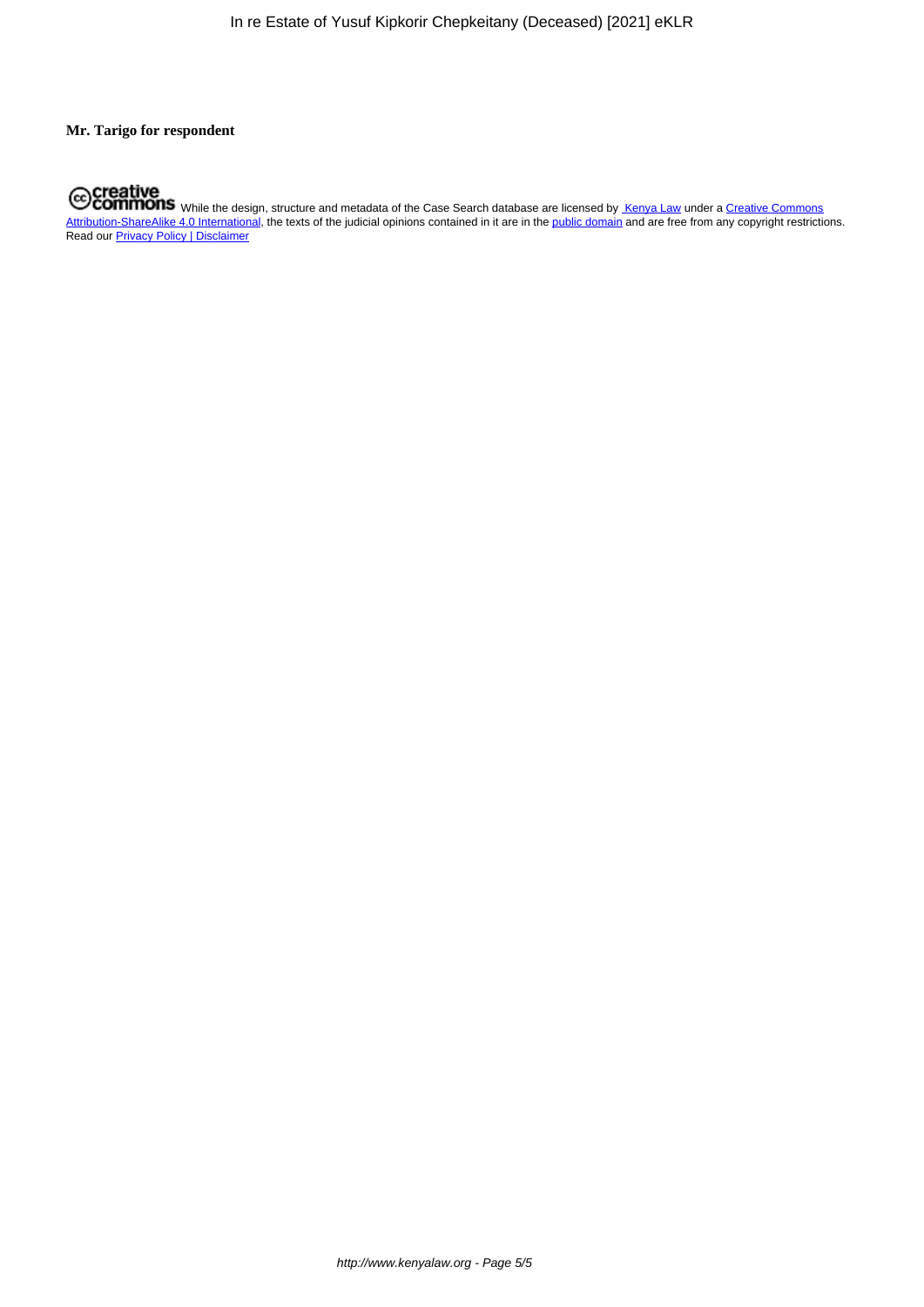**Mr. Tarigo for respondent**

While the design, structure and metadata of the Case Search database are licensed by Kenya Law under a Creative Commons Attribution-ShareAlike 4.0 International, the texts of the judicial opinions contained in it are in the public domain and are free from any copyright restrictions. Read our Privacy Policy | Disclaimer